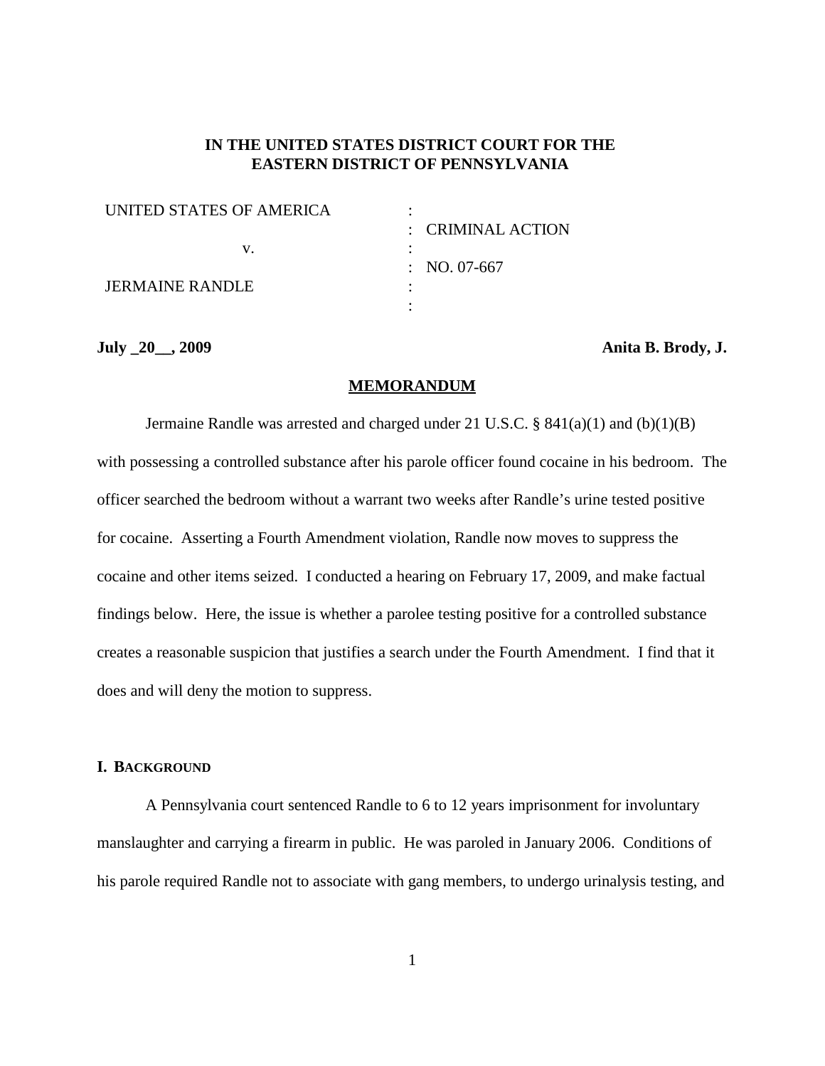**IN THE UNITED STATES DISTRICT COURT FOR THE EASTERN DISTRICT OF PENNSYLVANIA**

| | | |
|---|---|---|
| UNITED STATES OF AMERICA | : | |
| | : | CRIMINAL ACTION |
| v. | : | |
| | : | NO. 07-667 |
| JERMAINE RANDLE | : | |
| | : | |

**July _20__, 2009** **Anita B. Brody, J.**

**MEMORANDUM**

Jermaine Randle was arrested and charged under 21 U.S.C. § 841(a)(1) and (b)(1)(B) with possessing a controlled substance after his parole officer found cocaine in his bedroom. The officer searched the bedroom without a warrant two weeks after Randle's urine tested positive for cocaine. Asserting a Fourth Amendment violation, Randle now moves to suppress the cocaine and other items seized. I conducted a hearing on February 17, 2009, and make factual findings below. Here, the issue is whether a parolee testing positive for a controlled substance creates a reasonable suspicion that justifies a search under the Fourth Amendment. I find that it does and will deny the motion to suppress.

## I. BACKGROUND

A Pennsylvania court sentenced Randle to 6 to 12 years imprisonment for involuntary manslaughter and carrying a firearm in public. He was paroled in January 2006. Conditions of his parole required Randle not to associate with gang members, to undergo urinalysis testing, and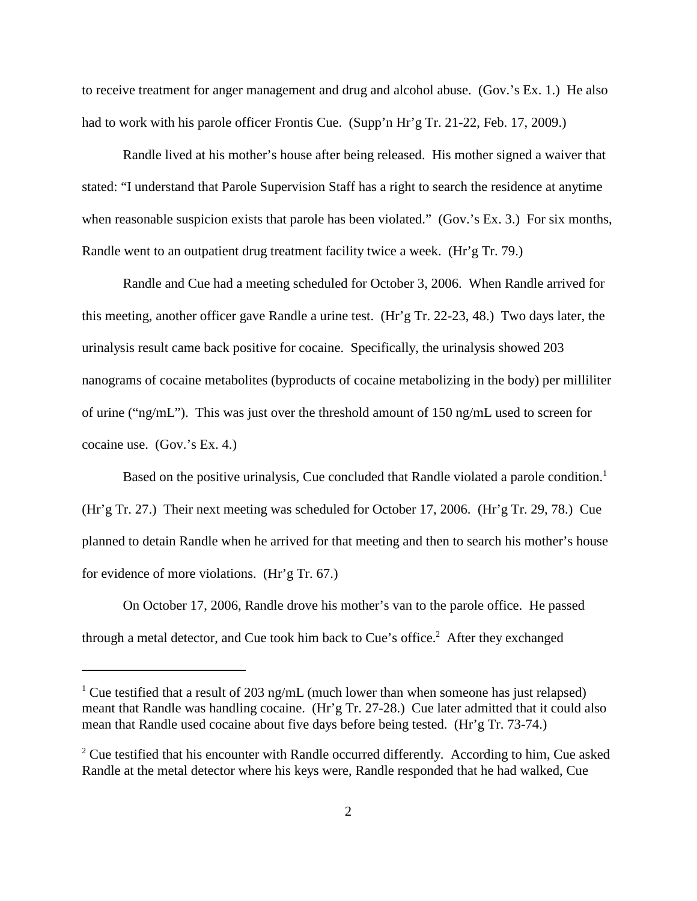to receive treatment for anger management and drug and alcohol abuse. (Gov.'s Ex. 1.) He also had to work with his parole officer Frontis Cue. (Supp'n Hr'g Tr. 21-22, Feb. 17, 2009.)

Randle lived at his mother's house after being released. His mother signed a waiver that stated: "I understand that Parole Supervision Staff has a right to search the residence at anytime when reasonable suspicion exists that parole has been violated." (Gov.'s Ex. 3.) For six months, Randle went to an outpatient drug treatment facility twice a week. (Hr'g Tr. 79.)

Randle and Cue had a meeting scheduled for October 3, 2006. When Randle arrived for this meeting, another officer gave Randle a urine test. (Hr'g Tr. 22-23, 48.) Two days later, the urinalysis result came back positive for cocaine. Specifically, the urinalysis showed 203 nanograms of cocaine metabolites (byproducts of cocaine metabolizing in the body) per milliliter of urine ("ng/mL"). This was just over the threshold amount of 150 ng/mL used to screen for cocaine use. (Gov.'s Ex. 4.)

Based on the positive urinalysis, Cue concluded that Randle violated a parole condition.[1] (Hr'g Tr. 27.) Their next meeting was scheduled for October 17, 2006. (Hr'g Tr. 29, 78.) Cue planned to detain Randle when he arrived for that meeting and then to search his mother's house for evidence of more violations. (Hr'g Tr. 67.)

On October 17, 2006, Randle drove his mother's van to the parole office. He passed through a metal detector, and Cue took him back to Cue's office.[2] After they exchanged

---

[1] Cue testified that a result of 203 ng/mL (much lower than when someone has just relapsed) meant that Randle was handling cocaine. (Hr'g Tr. 27-28.) Cue later admitted that it could also mean that Randle used cocaine about five days before being tested. (Hr'g Tr. 73-74.)

[2] Cue testified that his encounter with Randle occurred differently. According to him, Cue asked Randle at the metal detector where his keys were, Randle responded that he had walked, Cue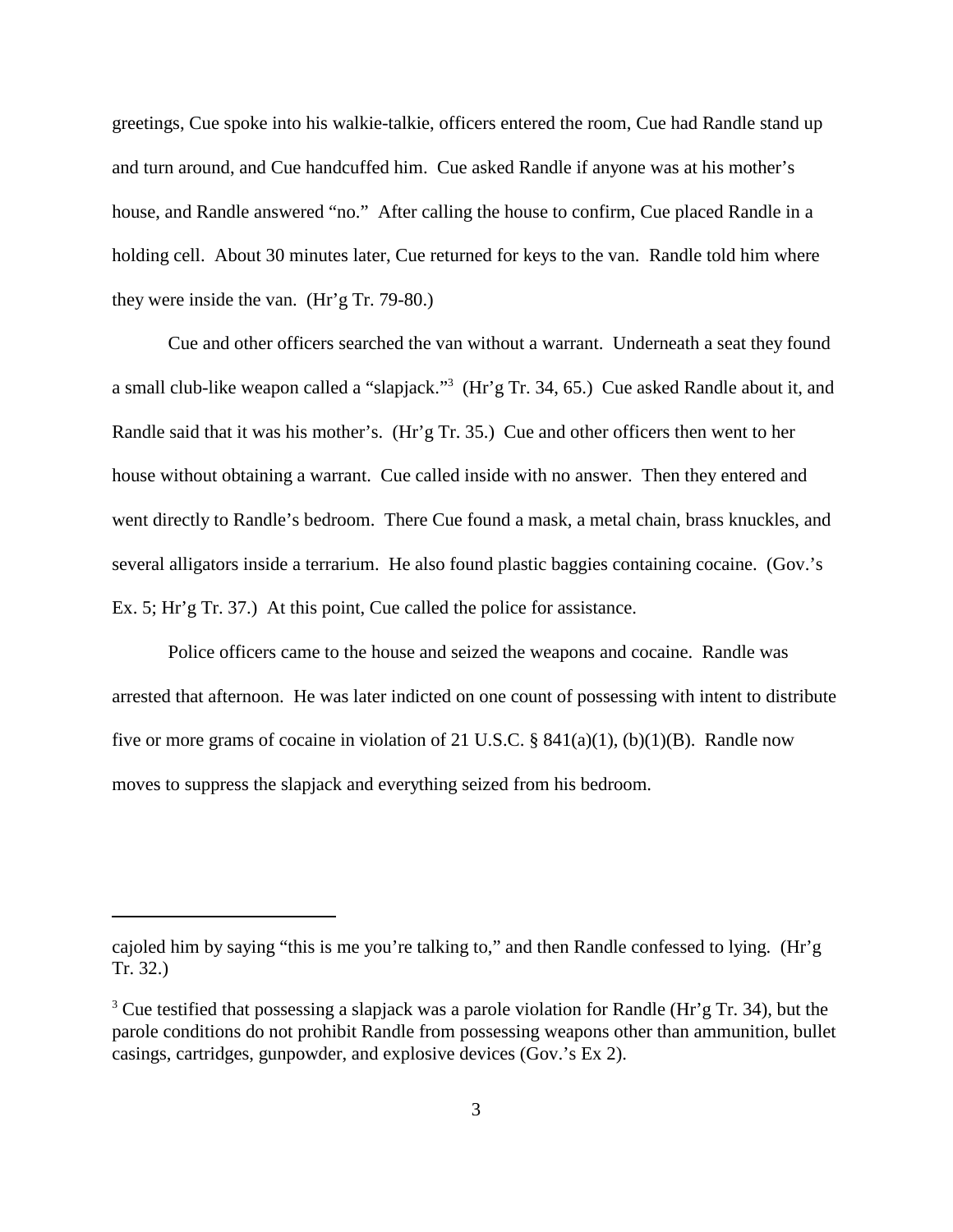greetings, Cue spoke into his walkie-talkie, officers entered the room, Cue had Randle stand up and turn around, and Cue handcuffed him. Cue asked Randle if anyone was at his mother's house, and Randle answered "no." After calling the house to confirm, Cue placed Randle in a holding cell. About 30 minutes later, Cue returned for keys to the van. Randle told him where they were inside the van. (Hr'g Tr. 79-80.)

Cue and other officers searched the van without a warrant. Underneath a seat they found a small club-like weapon called a "slapjack."[3] (Hr'g Tr. 34, 65.) Cue asked Randle about it, and Randle said that it was his mother's. (Hr'g Tr. 35.) Cue and other officers then went to her house without obtaining a warrant. Cue called inside with no answer. Then they entered and went directly to Randle's bedroom. There Cue found a mask, a metal chain, brass knuckles, and several alligators inside a terrarium. He also found plastic baggies containing cocaine. (Gov.'s Ex. 5; Hr'g Tr. 37.) At this point, Cue called the police for assistance.

Police officers came to the house and seized the weapons and cocaine. Randle was arrested that afternoon. He was later indicted on one count of possessing with intent to distribute five or more grams of cocaine in violation of 21 U.S.C. § 841(a)(1), (b)(1)(B). Randle now moves to suppress the slapjack and everything seized from his bedroom.

---

cajoled him by saying "this is me you're talking to," and then Randle confessed to lying. (Hr'g Tr. 32.)

[3] Cue testified that possessing a slapjack was a parole violation for Randle (Hr'g Tr. 34), but the parole conditions do not prohibit Randle from possessing weapons other than ammunition, bullet casings, cartridges, gunpowder, and explosive devices (Gov.'s Ex 2).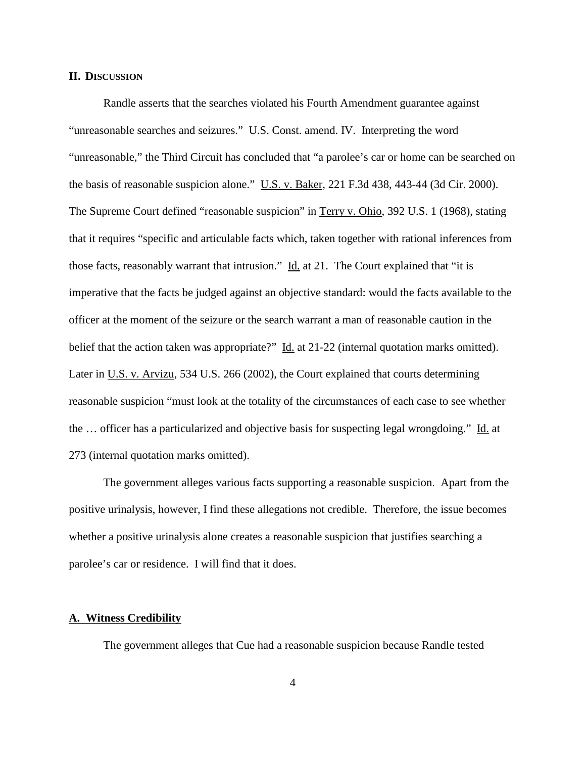## II. DISCUSSION

Randle asserts that the searches violated his Fourth Amendment guarantee against "unreasonable searches and seizures." U.S. Const. amend. IV. Interpreting the word "unreasonable," the Third Circuit has concluded that "a parolee's car or home can be searched on the basis of reasonable suspicion alone." U.S. v. Baker, 221 F.3d 438, 443-44 (3d Cir. 2000). The Supreme Court defined "reasonable suspicion" in Terry v. Ohio, 392 U.S. 1 (1968), stating that it requires "specific and articulable facts which, taken together with rational inferences from those facts, reasonably warrant that intrusion." Id. at 21. The Court explained that "it is imperative that the facts be judged against an objective standard: would the facts available to the officer at the moment of the seizure or the search warrant a man of reasonable caution in the belief that the action taken was appropriate?" Id. at 21-22 (internal quotation marks omitted). Later in U.S. v. Arvizu, 534 U.S. 266 (2002), the Court explained that courts determining reasonable suspicion "must look at the totality of the circumstances of each case to see whether the … officer has a particularized and objective basis for suspecting legal wrongdoing." Id. at 273 (internal quotation marks omitted).

The government alleges various facts supporting a reasonable suspicion. Apart from the positive urinalysis, however, I find these allegations not credible. Therefore, the issue becomes whether a positive urinalysis alone creates a reasonable suspicion that justifies searching a parolee's car or residence. I will find that it does.

### A. Witness Credibility

The government alleges that Cue had a reasonable suspicion because Randle tested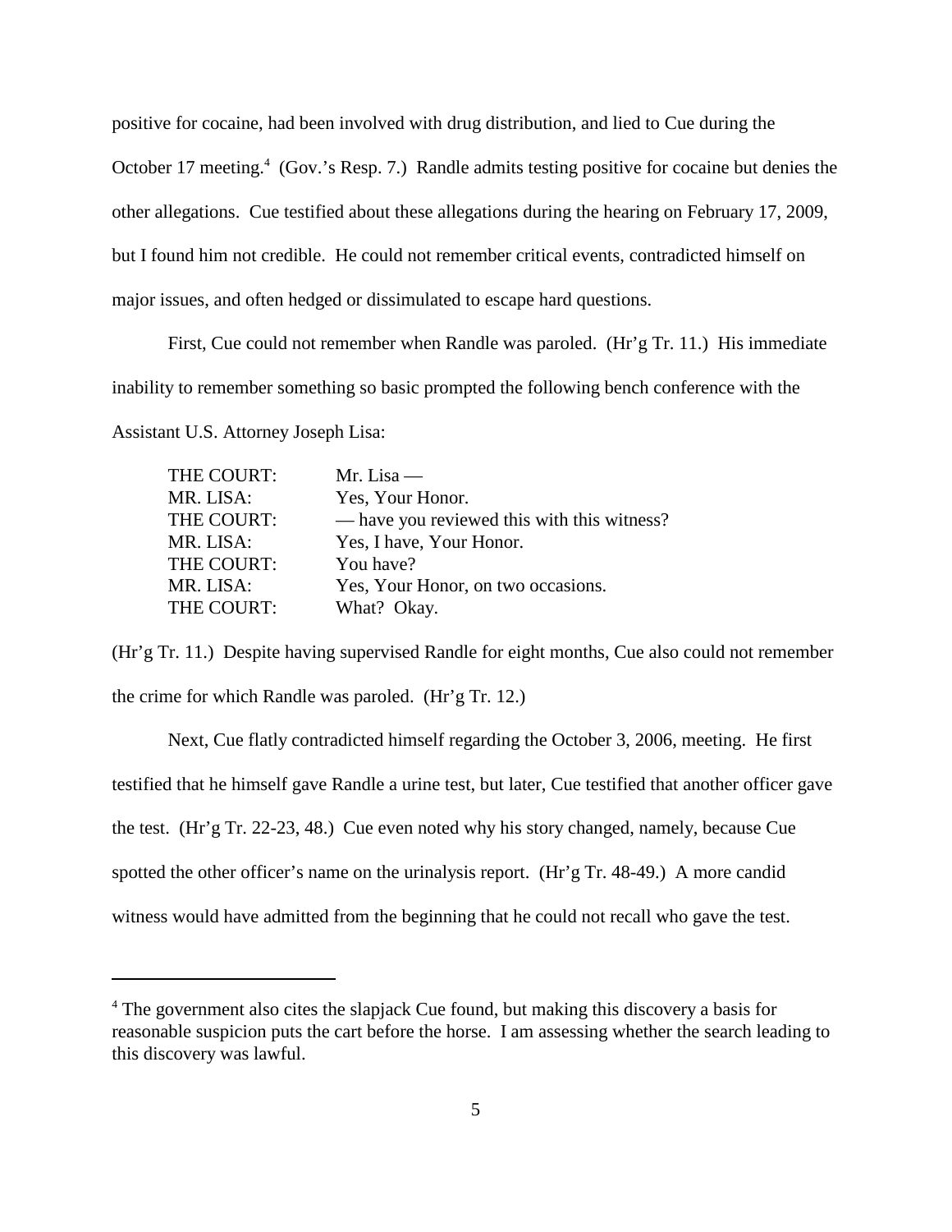positive for cocaine, had been involved with drug distribution, and lied to Cue during the October 17 meeting.[4] (Gov.'s Resp. 7.) Randle admits testing positive for cocaine but denies the other allegations. Cue testified about these allegations during the hearing on February 17, 2009, but I found him not credible. He could not remember critical events, contradicted himself on major issues, and often hedged or dissimulated to escape hard questions.

First, Cue could not remember when Randle was paroled. (Hr'g Tr. 11.) His immediate inability to remember something so basic prompted the following bench conference with the Assistant U.S. Attorney Joseph Lisa:

| | |
|---|---|
| THE COURT: | Mr. Lisa — |
| MR. LISA: | Yes, Your Honor. |
| THE COURT: | — have you reviewed this with this witness? |
| MR. LISA: | Yes, I have, Your Honor. |
| THE COURT: | You have? |
| MR. LISA: | Yes, Your Honor, on two occasions. |
| THE COURT: | What? Okay. |

(Hr'g Tr. 11.) Despite having supervised Randle for eight months, Cue also could not remember the crime for which Randle was paroled. (Hr'g Tr. 12.)

Next, Cue flatly contradicted himself regarding the October 3, 2006, meeting. He first testified that he himself gave Randle a urine test, but later, Cue testified that another officer gave the test. (Hr'g Tr. 22-23, 48.) Cue even noted why his story changed, namely, because Cue spotted the other officer's name on the urinalysis report. (Hr'g Tr. 48-49.) A more candid witness would have admitted from the beginning that he could not recall who gave the test.

---

[4] The government also cites the slapjack Cue found, but making this discovery a basis for reasonable suspicion puts the cart before the horse. I am assessing whether the search leading to this discovery was lawful.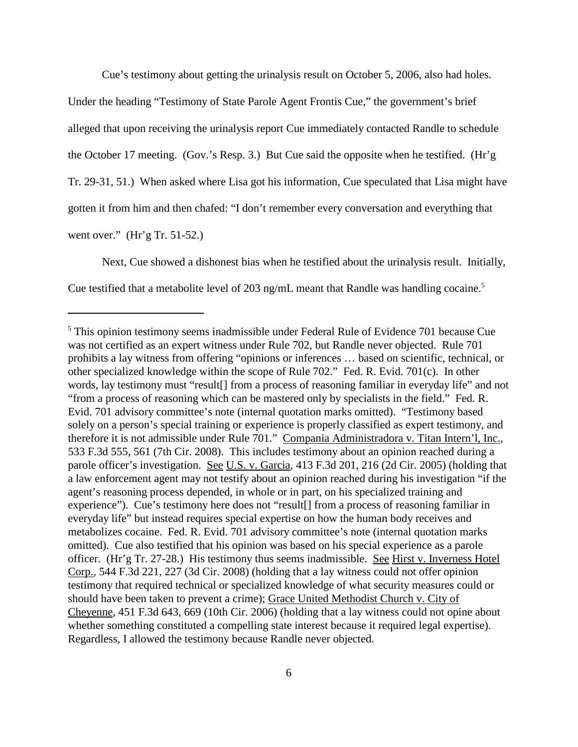Cue's testimony about getting the urinalysis result on October 5, 2006, also had holes. Under the heading "Testimony of State Parole Agent Frontis Cue," the government's brief alleged that upon receiving the urinalysis report Cue immediately contacted Randle to schedule the October 17 meeting. (Gov.'s Resp. 3.) But Cue said the opposite when he testified. (Hr'g Tr. 29-31, 51.) When asked where Lisa got his information, Cue speculated that Lisa might have gotten it from him and then chafed: "I don't remember every conversation and everything that went over." (Hr'g Tr. 51-52.)

Next, Cue showed a dishonest bias when he testified about the urinalysis result. Initially, Cue testified that a metabolite level of 203 ng/mL meant that Randle was handling cocaine.[5]

---

[5] This opinion testimony seems inadmissible under Federal Rule of Evidence 701 because Cue was not certified as an expert witness under Rule 702, but Randle never objected. Rule 701 prohibits a lay witness from offering "opinions or inferences … based on scientific, technical, or other specialized knowledge within the scope of Rule 702." Fed. R. Evid. 701(c). In other words, lay testimony must "result[] from a process of reasoning familiar in everyday life" and not "from a process of reasoning which can be mastered only by specialists in the field." Fed. R. Evid. 701 advisory committee's note (internal quotation marks omitted). "Testimony based solely on a person's special training or experience is properly classified as expert testimony, and therefore it is not admissible under Rule 701." Compania Administradora v. Titan Intern'l, Inc., 533 F.3d 555, 561 (7th Cir. 2008). This includes testimony about an opinion reached during a parole officer's investigation. See U.S. v. Garcia, 413 F.3d 201, 216 (2d Cir. 2005) (holding that a law enforcement agent may not testify about an opinion reached during his investigation "if the agent's reasoning process depended, in whole or in part, on his specialized training and experience"). Cue's testimony here does not "result[] from a process of reasoning familiar in everyday life" but instead requires special expertise on how the human body receives and metabolizes cocaine. Fed. R. Evid. 701 advisory committee's note (internal quotation marks omitted). Cue also testified that his opinion was based on his special experience as a parole officer. (Hr'g Tr. 27-28.) His testimony thus seems inadmissible. See Hirst v. Inverness Hotel Corp., 544 F.3d 221, 227 (3d Cir. 2008) (holding that a lay witness could not offer opinion testimony that required technical or specialized knowledge of what security measures could or should have been taken to prevent a crime); Grace United Methodist Church v. City of Cheyenne, 451 F.3d 643, 669 (10th Cir. 2006) (holding that a lay witness could not opine about whether something constituted a compelling state interest because it required legal expertise). Regardless, I allowed the testimony because Randle never objected.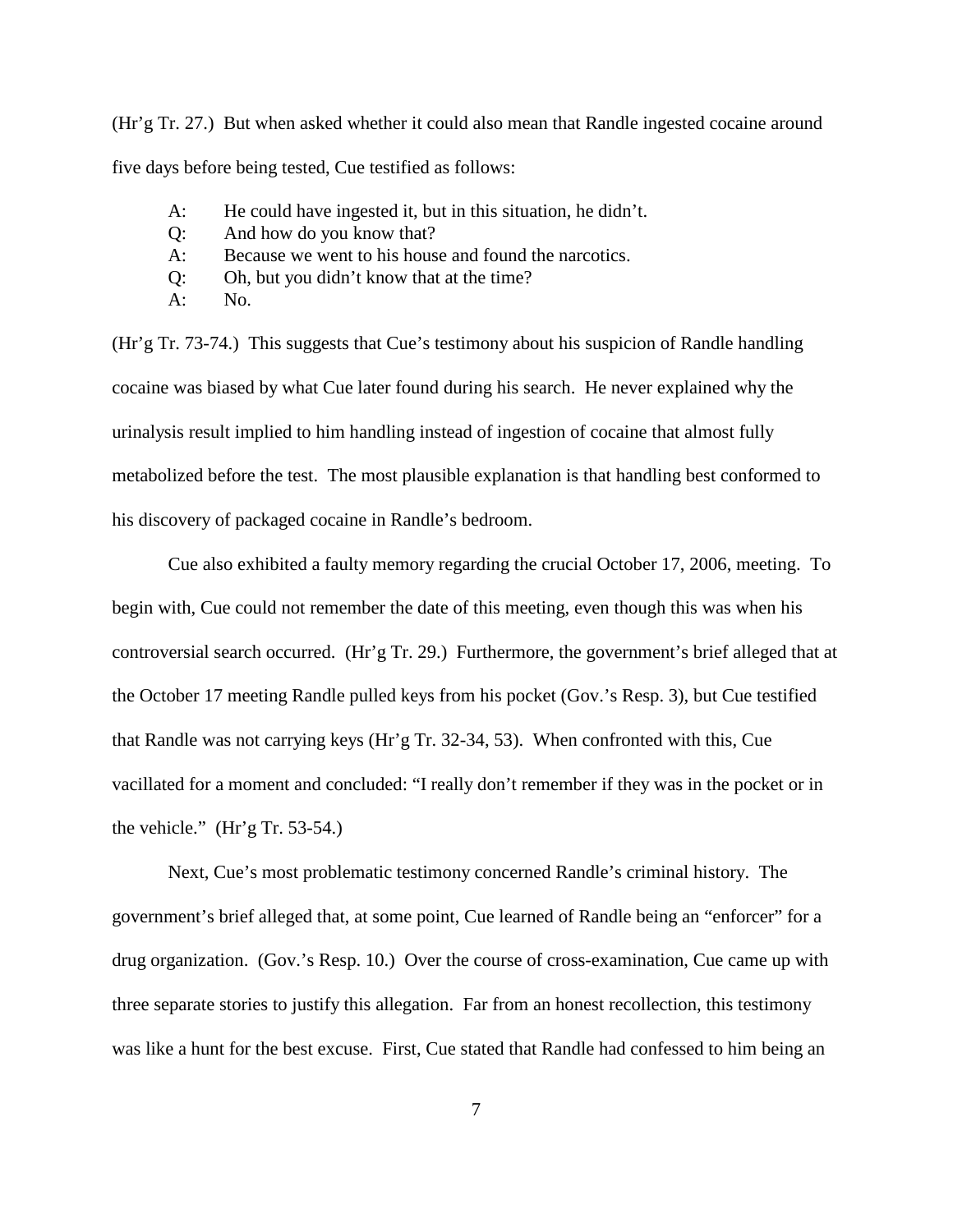(Hr'g Tr. 27.) But when asked whether it could also mean that Randle ingested cocaine around five days before being tested, Cue testified as follows:

> A: He could have ingested it, but in this situation, he didn't.
>
> Q: And how do you know that?
>
> A: Because we went to his house and found the narcotics.
>
> Q: Oh, but you didn't know that at the time?
>
> A: No.

(Hr'g Tr. 73-74.) This suggests that Cue's testimony about his suspicion of Randle handling cocaine was biased by what Cue later found during his search. He never explained why the urinalysis result implied to him handling instead of ingestion of cocaine that almost fully metabolized before the test. The most plausible explanation is that handling best conformed to his discovery of packaged cocaine in Randle's bedroom.

Cue also exhibited a faulty memory regarding the crucial October 17, 2006, meeting. To begin with, Cue could not remember the date of this meeting, even though this was when his controversial search occurred. (Hr'g Tr. 29.) Furthermore, the government's brief alleged that at the October 17 meeting Randle pulled keys from his pocket (Gov.'s Resp. 3), but Cue testified that Randle was not carrying keys (Hr'g Tr. 32-34, 53). When confronted with this, Cue vacillated for a moment and concluded: "I really don't remember if they was in the pocket or in the vehicle." (Hr'g Tr. 53-54.)

Next, Cue's most problematic testimony concerned Randle's criminal history. The government's brief alleged that, at some point, Cue learned of Randle being an "enforcer" for a drug organization. (Gov.'s Resp. 10.) Over the course of cross-examination, Cue came up with three separate stories to justify this allegation. Far from an honest recollection, this testimony was like a hunt for the best excuse. First, Cue stated that Randle had confessed to him being an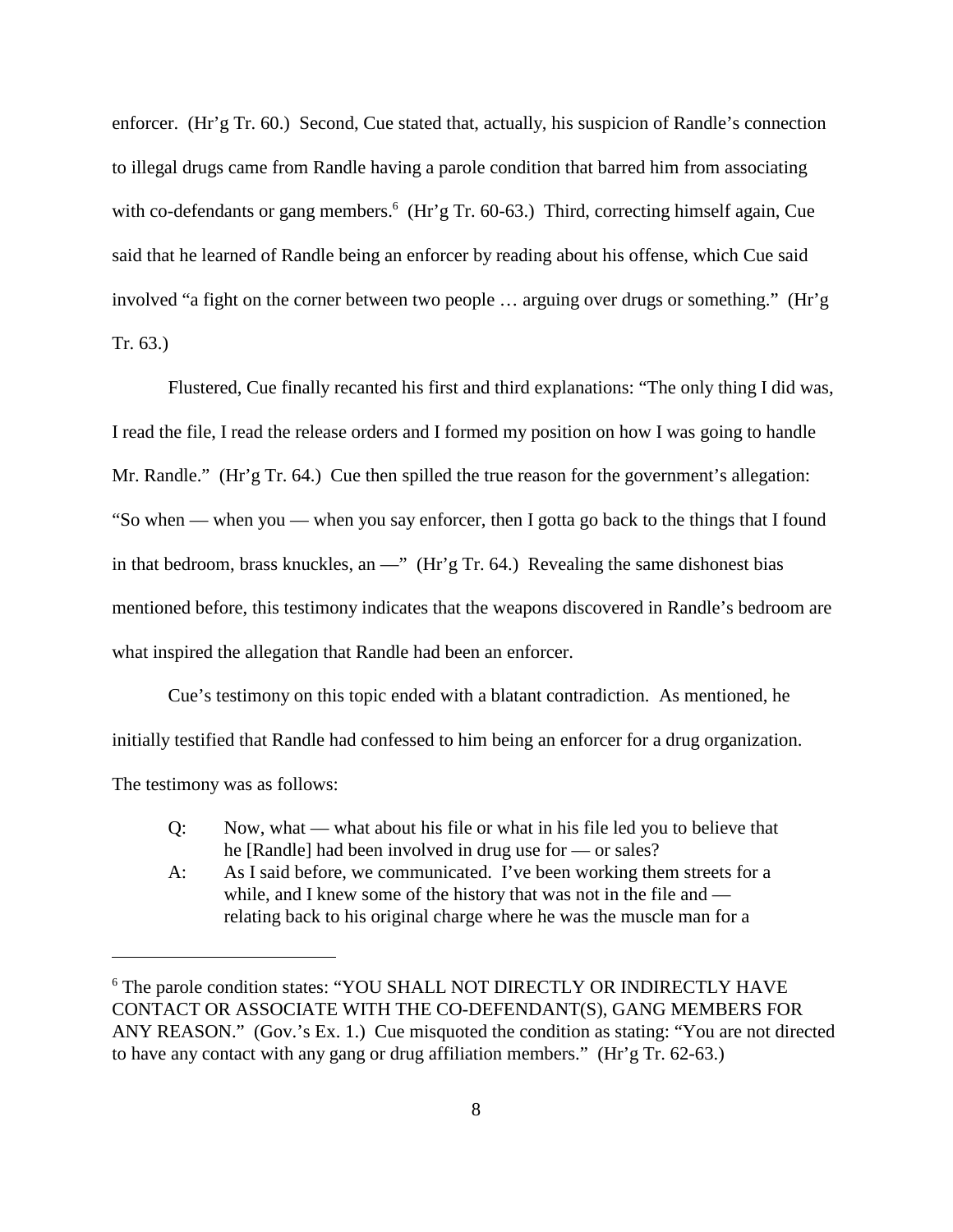enforcer. (Hr'g Tr. 60.) Second, Cue stated that, actually, his suspicion of Randle's connection to illegal drugs came from Randle having a parole condition that barred him from associating with co-defendants or gang members.[6] (Hr'g Tr. 60-63.) Third, correcting himself again, Cue said that he learned of Randle being an enforcer by reading about his offense, which Cue said involved "a fight on the corner between two people … arguing over drugs or something." (Hr'g Tr. 63.)

Flustered, Cue finally recanted his first and third explanations: "The only thing I did was, I read the file, I read the release orders and I formed my position on how I was going to handle Mr. Randle." (Hr'g Tr. 64.) Cue then spilled the true reason for the government's allegation: "So when — when you — when you say enforcer, then I gotta go back to the things that I found in that bedroom, brass knuckles, an —" (Hr'g Tr. 64.) Revealing the same dishonest bias mentioned before, this testimony indicates that the weapons discovered in Randle's bedroom are what inspired the allegation that Randle had been an enforcer.

Cue's testimony on this topic ended with a blatant contradiction. As mentioned, he initially testified that Randle had confessed to him being an enforcer for a drug organization. The testimony was as follows:

> Q: Now, what — what about his file or what in his file led you to believe that he [Randle] had been involved in drug use for — or sales?
>
> A: As I said before, we communicated. I've been working them streets for a while, and I knew some of the history that was not in the file and — relating back to his original charge where he was the muscle man for a

---

[6] The parole condition states: "YOU SHALL NOT DIRECTLY OR INDIRECTLY HAVE CONTACT OR ASSOCIATE WITH THE CO-DEFENDANT(S), GANG MEMBERS FOR ANY REASON." (Gov.'s Ex. 1.) Cue misquoted the condition as stating: "You are not directed to have any contact with any gang or drug affiliation members." (Hr'g Tr. 62-63.)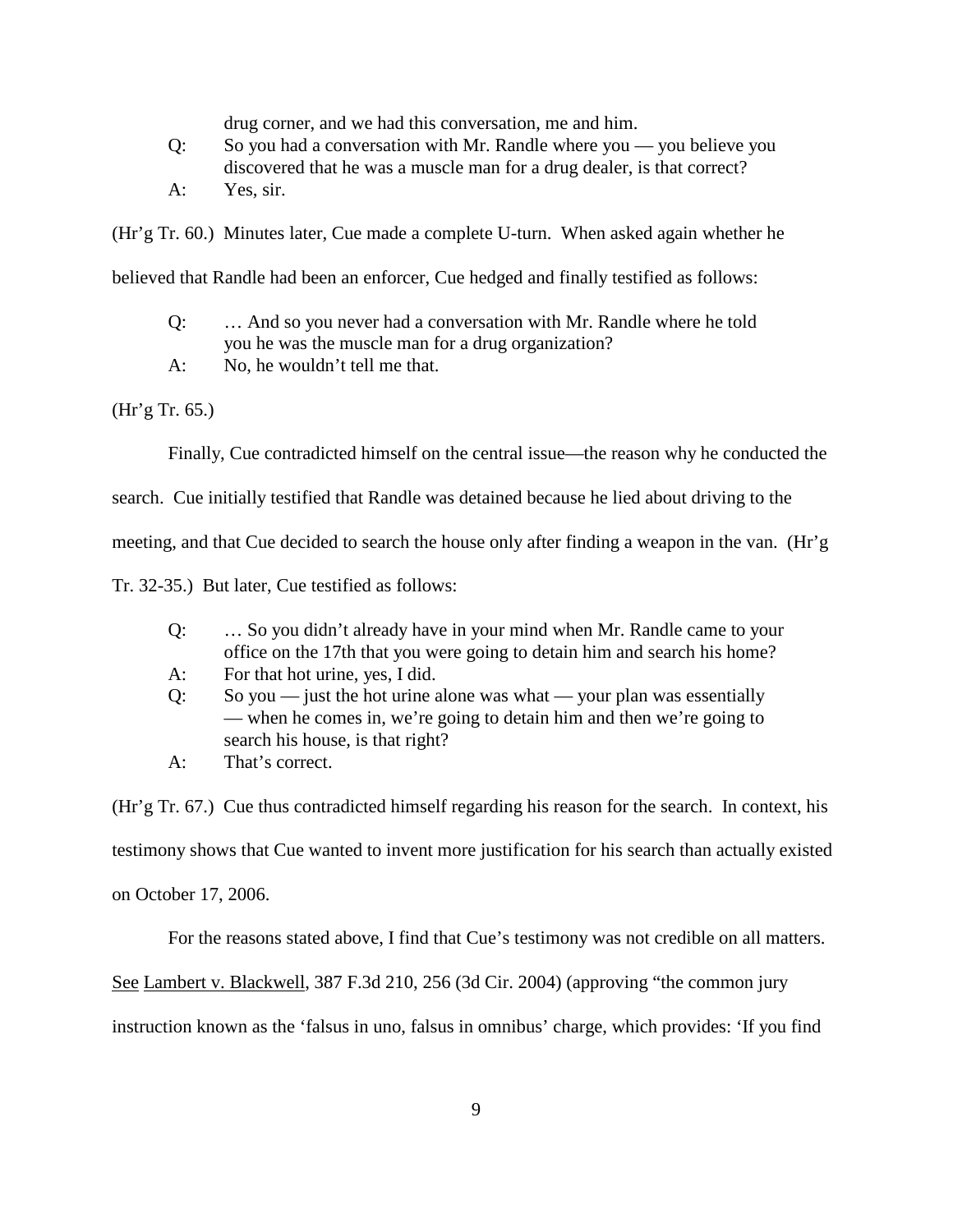drug corner, and we had this conversation, me and him.

Q: So you had a conversation with Mr. Randle where you — you believe you discovered that he was a muscle man for a drug dealer, is that correct?

A: Yes, sir.

(Hr'g Tr. 60.) Minutes later, Cue made a complete U-turn. When asked again whether he believed that Randle had been an enforcer, Cue hedged and finally testified as follows:

Q: … And so you never had a conversation with Mr. Randle where he told you he was the muscle man for a drug organization?

A: No, he wouldn't tell me that.

(Hr'g Tr. 65.)

Finally, Cue contradicted himself on the central issue—the reason why he conducted the search. Cue initially testified that Randle was detained because he lied about driving to the meeting, and that Cue decided to search the house only after finding a weapon in the van. (Hr'g Tr. 32-35.) But later, Cue testified as follows:

Q: … So you didn't already have in your mind when Mr. Randle came to your office on the 17th that you were going to detain him and search his home?

A: For that hot urine, yes, I did.

Q: So you — just the hot urine alone was what — your plan was essentially — when he comes in, we're going to detain him and then we're going to search his house, is that right?

A: That's correct.

(Hr'g Tr. 67.) Cue thus contradicted himself regarding his reason for the search. In context, his testimony shows that Cue wanted to invent more justification for his search than actually existed on October 17, 2006.

For the reasons stated above, I find that Cue's testimony was not credible on all matters. See Lambert v. Blackwell, 387 F.3d 210, 256 (3d Cir. 2004) (approving "the common jury instruction known as the 'falsus in uno, falsus in omnibus' charge, which provides: 'If you find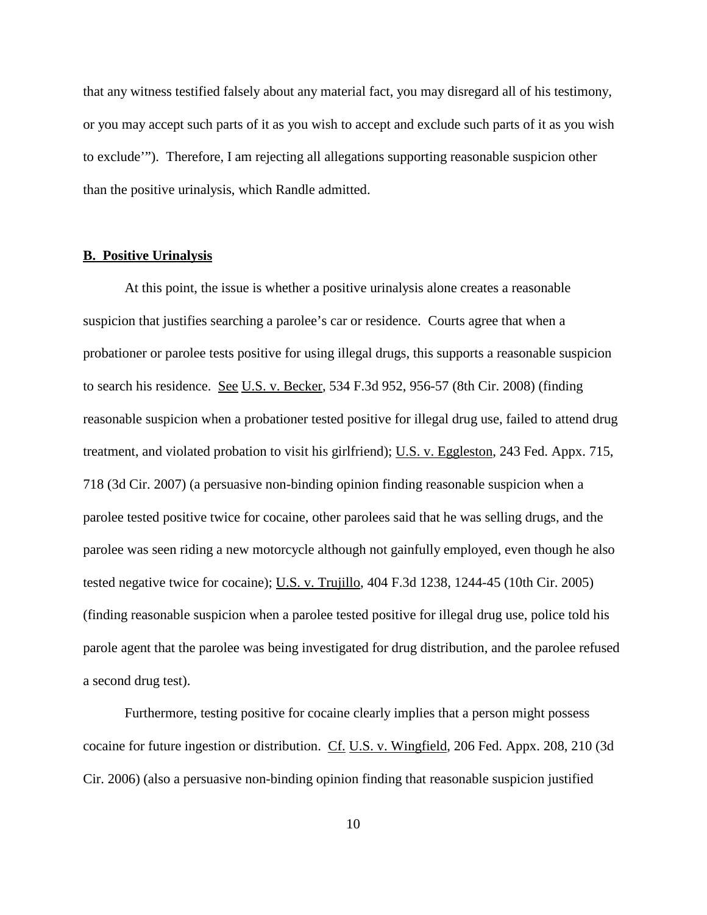that any witness testified falsely about any material fact, you may disregard all of his testimony, or you may accept such parts of it as you wish to accept and exclude such parts of it as you wish to exclude'"). Therefore, I am rejecting all allegations supporting reasonable suspicion other than the positive urinalysis, which Randle admitted.

**B. Positive Urinalysis**

At this point, the issue is whether a positive urinalysis alone creates a reasonable suspicion that justifies searching a parolee's car or residence. Courts agree that when a probationer or parolee tests positive for using illegal drugs, this supports a reasonable suspicion to search his residence. See U.S. v. Becker, 534 F.3d 952, 956-57 (8th Cir. 2008) (finding reasonable suspicion when a probationer tested positive for illegal drug use, failed to attend drug treatment, and violated probation to visit his girlfriend); U.S. v. Eggleston, 243 Fed. Appx. 715, 718 (3d Cir. 2007) (a persuasive non-binding opinion finding reasonable suspicion when a parolee tested positive twice for cocaine, other parolees said that he was selling drugs, and the parolee was seen riding a new motorcycle although not gainfully employed, even though he also tested negative twice for cocaine); U.S. v. Trujillo, 404 F.3d 1238, 1244-45 (10th Cir. 2005) (finding reasonable suspicion when a parolee tested positive for illegal drug use, police told his parole agent that the parolee was being investigated for drug distribution, and the parolee refused a second drug test).

Furthermore, testing positive for cocaine clearly implies that a person might possess cocaine for future ingestion or distribution. Cf. U.S. v. Wingfield, 206 Fed. Appx. 208, 210 (3d Cir. 2006) (also a persuasive non-binding opinion finding that reasonable suspicion justified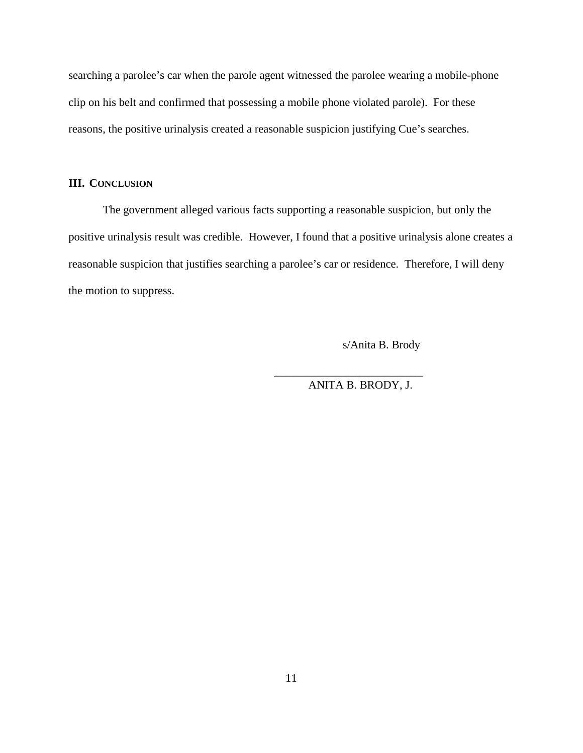searching a parolee's car when the parole agent witnessed the parolee wearing a mobile-phone clip on his belt and confirmed that possessing a mobile phone violated parole). For these reasons, the positive urinalysis created a reasonable suspicion justifying Cue's searches.

## III. CONCLUSION

The government alleged various facts supporting a reasonable suspicion, but only the positive urinalysis result was credible. However, I found that a positive urinalysis alone creates a reasonable suspicion that justifies searching a parolee's car or residence. Therefore, I will deny the motion to suppress.

s/Anita B. Brody

\_\_\_\_\_\_\_\_\_\_\_\_\_\_\_\_\_\_\_\_\_\_\_\_\_\_

ANITA B. BRODY, J.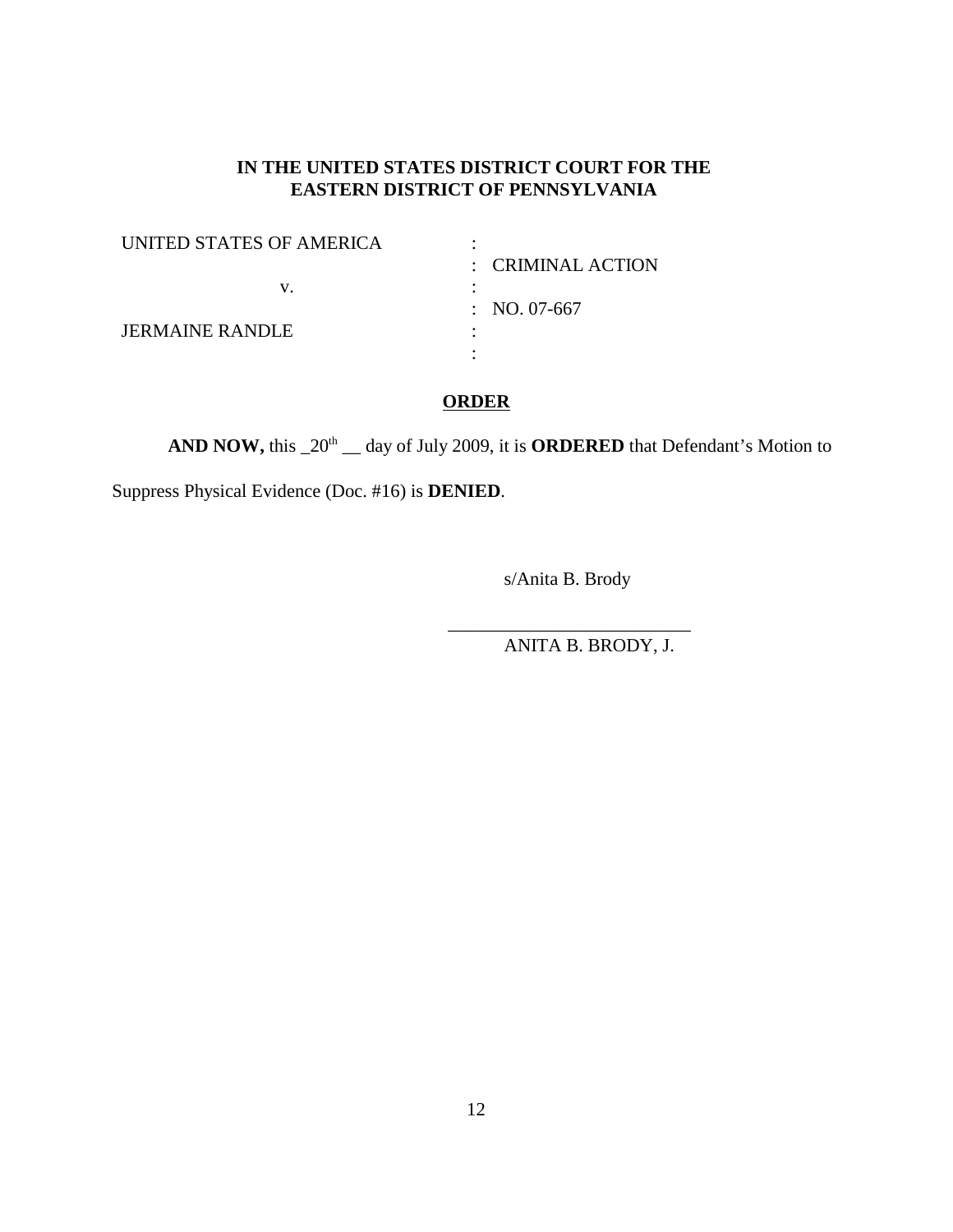**IN THE UNITED STATES DISTRICT COURT FOR THE EASTERN DISTRICT OF PENNSYLVANIA**

| | | |
|---|---|---|
| UNITED STATES OF AMERICA | : | |
| | : | CRIMINAL ACTION |
| v. | : | |
| | : | NO. 07-667 |
| JERMAINE RANDLE | : | |
| | : | |

**ORDER**

**AND NOW,** this _20th __ day of July 2009, it is **ORDERED** that Defendant's Motion to Suppress Physical Evidence (Doc. #16) is **DENIED**.

s/Anita B. Brody

___________________________

ANITA B. BRODY, J.